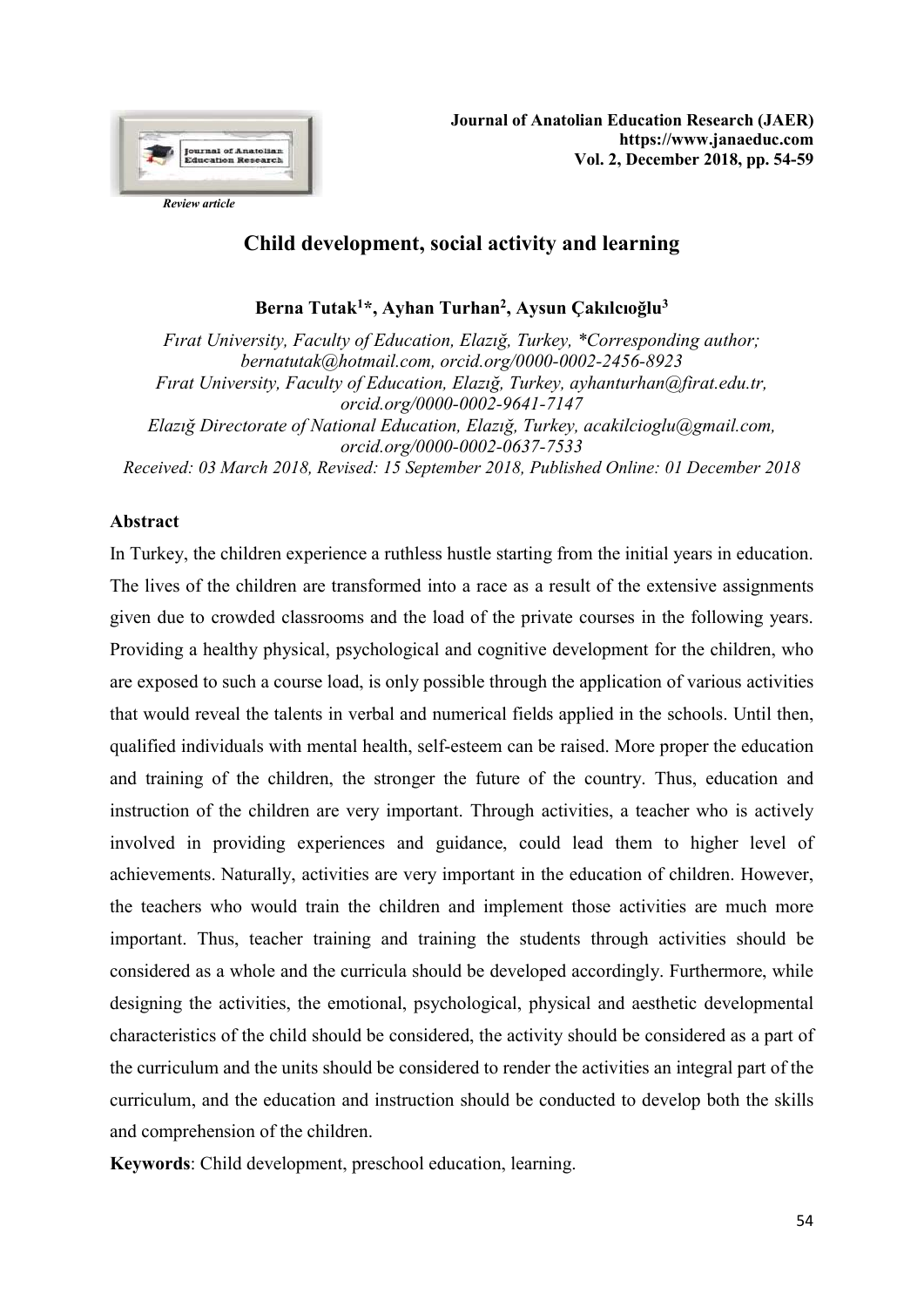*Review article*

# Child development, social activity and learning

**Berna Tutak[1]*, Ayhan Turhan[2], Aysun Çakılcıoğlu[3]**

*Fırat University, Faculty of Education, Elazığ, Turkey, *Corresponding author; bernatutak@hotmail.com, orcid.org/0000-0002-2456-8923*
*Fırat University, Faculty of Education, Elazığ, Turkey, ayhanturhan@firat.edu.tr, orcid.org/0000-0002-9641-7147*
*Elazığ Directorate of National Education, Elazığ, Turkey, acakilcioglu@gmail.com, orcid.org/0000-0002-0637-7533*
*Received: 03 March 2018, Revised: 15 September 2018, Published Online: 01 December 2018*

## Abstract

In Turkey, the children experience a ruthless hustle starting from the initial years in education. The lives of the children are transformed into a race as a result of the extensive assignments given due to crowded classrooms and the load of the private courses in the following years. Providing a healthy physical, psychological and cognitive development for the children, who are exposed to such a course load, is only possible through the application of various activities that would reveal the talents in verbal and numerical fields applied in the schools. Until then, qualified individuals with mental health, self-esteem can be raised. More proper the education and training of the children, the stronger the future of the country. Thus, education and instruction of the children are very important. Through activities, a teacher who is actively involved in providing experiences and guidance, could lead them to higher level of achievements. Naturally, activities are very important in the education of children. However, the teachers who would train the children and implement those activities are much more important. Thus, teacher training and training the students through activities should be considered as a whole and the curricula should be developed accordingly. Furthermore, while designing the activities, the emotional, psychological, physical and aesthetic developmental characteristics of the child should be considered, the activity should be considered as a part of the curriculum and the units should be considered to render the activities an integral part of the curriculum, and the education and instruction should be conducted to develop both the skills and comprehension of the children.

**Keywords**: Child development, preschool education, learning.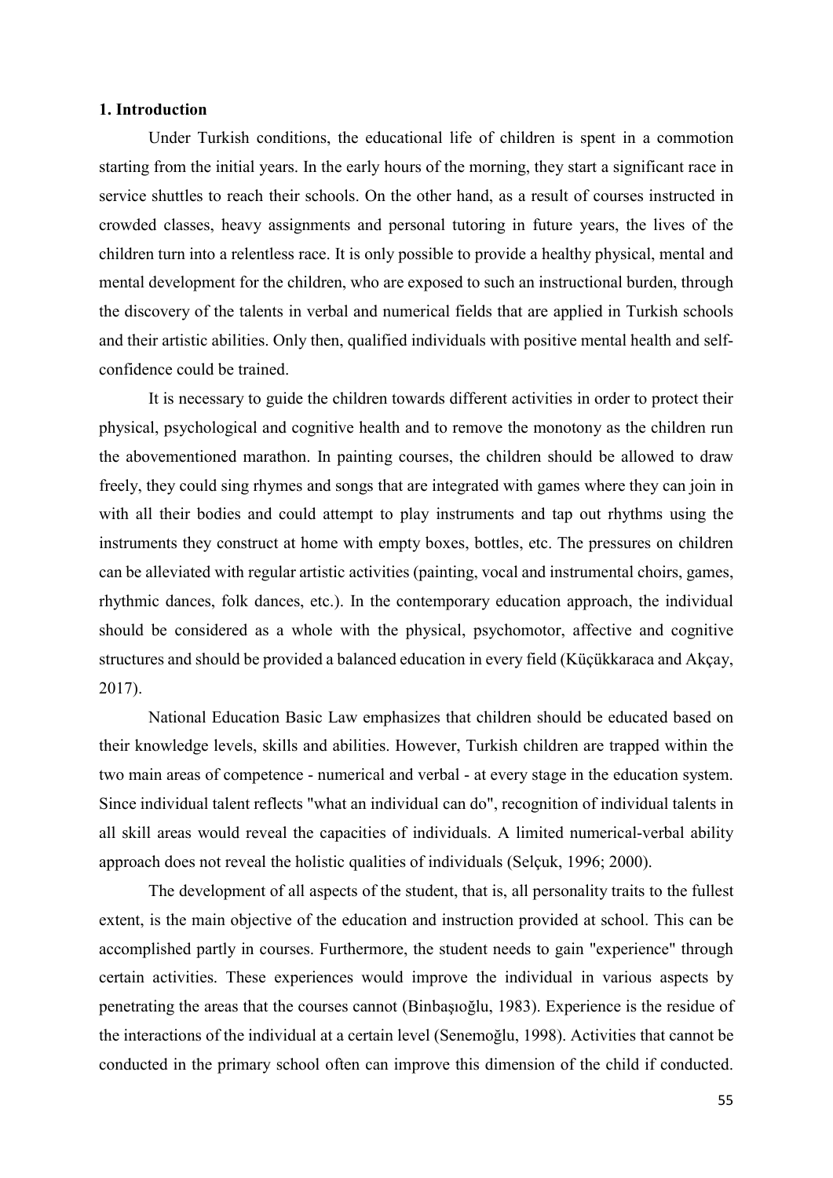**1. Introduction**

Under Turkish conditions, the educational life of children is spent in a commotion starting from the initial years. In the early hours of the morning, they start a significant race in service shuttles to reach their schools. On the other hand, as a result of courses instructed in crowded classes, heavy assignments and personal tutoring in future years, the lives of the children turn into a relentless race. It is only possible to provide a healthy physical, mental and mental development for the children, who are exposed to such an instructional burden, through the discovery of the talents in verbal and numerical fields that are applied in Turkish schools and their artistic abilities. Only then, qualified individuals with positive mental health and self-confidence could be trained.

It is necessary to guide the children towards different activities in order to protect their physical, psychological and cognitive health and to remove the monotony as the children run the abovementioned marathon. In painting courses, the children should be allowed to draw freely, they could sing rhymes and songs that are integrated with games where they can join in with all their bodies and could attempt to play instruments and tap out rhythms using the instruments they construct at home with empty boxes, bottles, etc. The pressures on children can be alleviated with regular artistic activities (painting, vocal and instrumental choirs, games, rhythmic dances, folk dances, etc.). In the contemporary education approach, the individual should be considered as a whole with the physical, psychomotor, affective and cognitive structures and should be provided a balanced education in every field (Küçükkaraca and Akçay, 2017).

National Education Basic Law emphasizes that children should be educated based on their knowledge levels, skills and abilities. However, Turkish children are trapped within the two main areas of competence - numerical and verbal - at every stage in the education system. Since individual talent reflects "what an individual can do", recognition of individual talents in all skill areas would reveal the capacities of individuals. A limited numerical-verbal ability approach does not reveal the holistic qualities of individuals (Selçuk, 1996; 2000).

The development of all aspects of the student, that is, all personality traits to the fullest extent, is the main objective of the education and instruction provided at school. This can be accomplished partly in courses. Furthermore, the student needs to gain "experience" through certain activities. These experiences would improve the individual in various aspects by penetrating the areas that the courses cannot (Binbaşıoğlu, 1983). Experience is the residue of the interactions of the individual at a certain level (Senemoğlu, 1998). Activities that cannot be conducted in the primary school often can improve this dimension of the child if conducted.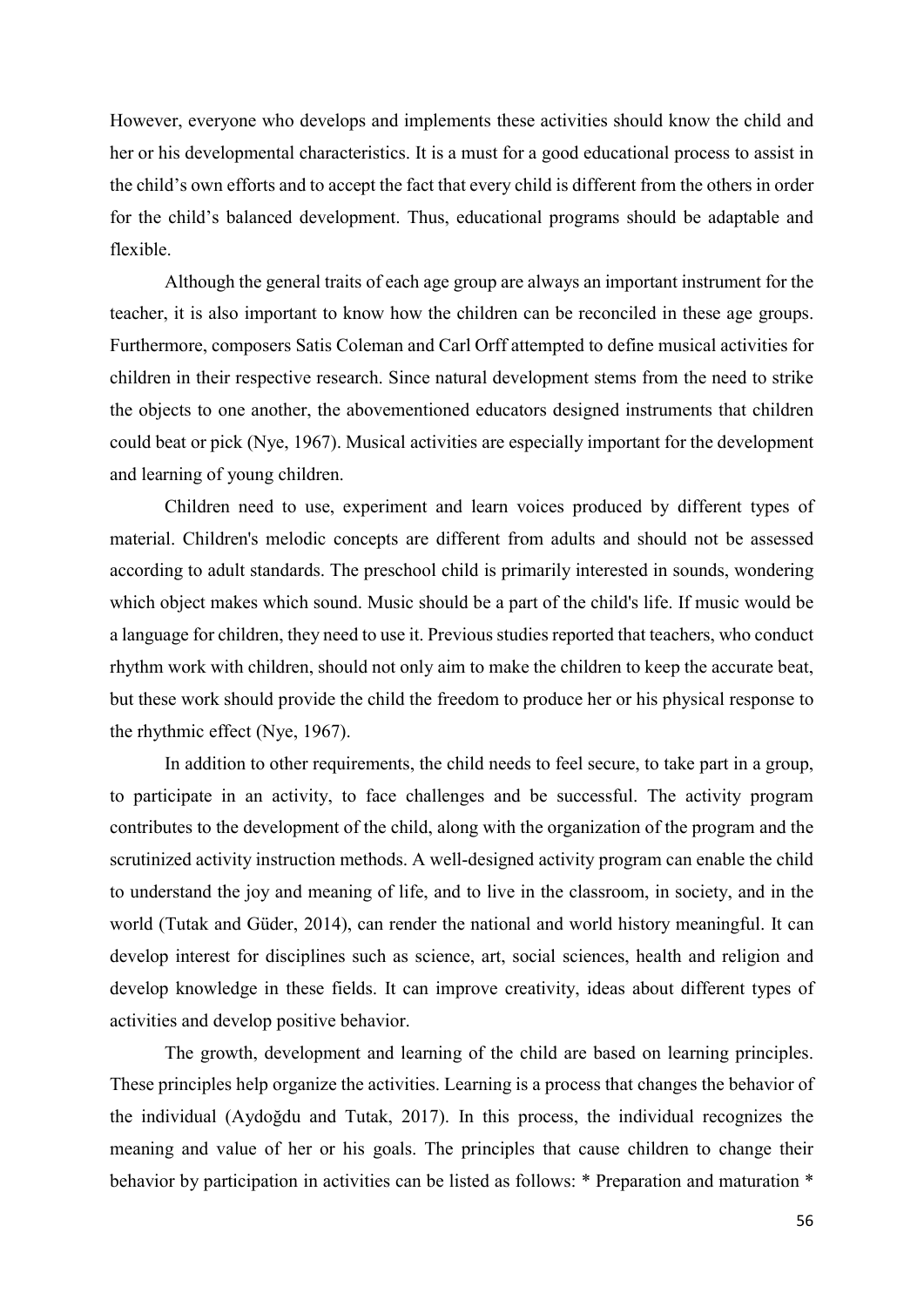However, everyone who develops and implements these activities should know the child and her or his developmental characteristics. It is a must for a good educational process to assist in the child's own efforts and to accept the fact that every child is different from the others in order for the child's balanced development. Thus, educational programs should be adaptable and flexible.

Although the general traits of each age group are always an important instrument for the teacher, it is also important to know how the children can be reconciled in these age groups. Furthermore, composers Satis Coleman and Carl Orff attempted to define musical activities for children in their respective research. Since natural development stems from the need to strike the objects to one another, the abovementioned educators designed instruments that children could beat or pick (Nye, 1967). Musical activities are especially important for the development and learning of young children.

Children need to use, experiment and learn voices produced by different types of material. Children's melodic concepts are different from adults and should not be assessed according to adult standards. The preschool child is primarily interested in sounds, wondering which object makes which sound. Music should be a part of the child's life. If music would be a language for children, they need to use it. Previous studies reported that teachers, who conduct rhythm work with children, should not only aim to make the children to keep the accurate beat, but these work should provide the child the freedom to produce her or his physical response to the rhythmic effect (Nye, 1967).

In addition to other requirements, the child needs to feel secure, to take part in a group, to participate in an activity, to face challenges and be successful. The activity program contributes to the development of the child, along with the organization of the program and the scrutinized activity instruction methods. A well-designed activity program can enable the child to understand the joy and meaning of life, and to live in the classroom, in society, and in the world (Tutak and Güder, 2014), can render the national and world history meaningful. It can develop interest for disciplines such as science, art, social sciences, health and religion and develop knowledge in these fields. It can improve creativity, ideas about different types of activities and develop positive behavior.

The growth, development and learning of the child are based on learning principles. These principles help organize the activities. Learning is a process that changes the behavior of the individual (Aydoğdu and Tutak, 2017). In this process, the individual recognizes the meaning and value of her or his goals. The principles that cause children to change their behavior by participation in activities can be listed as follows: * Preparation and maturation *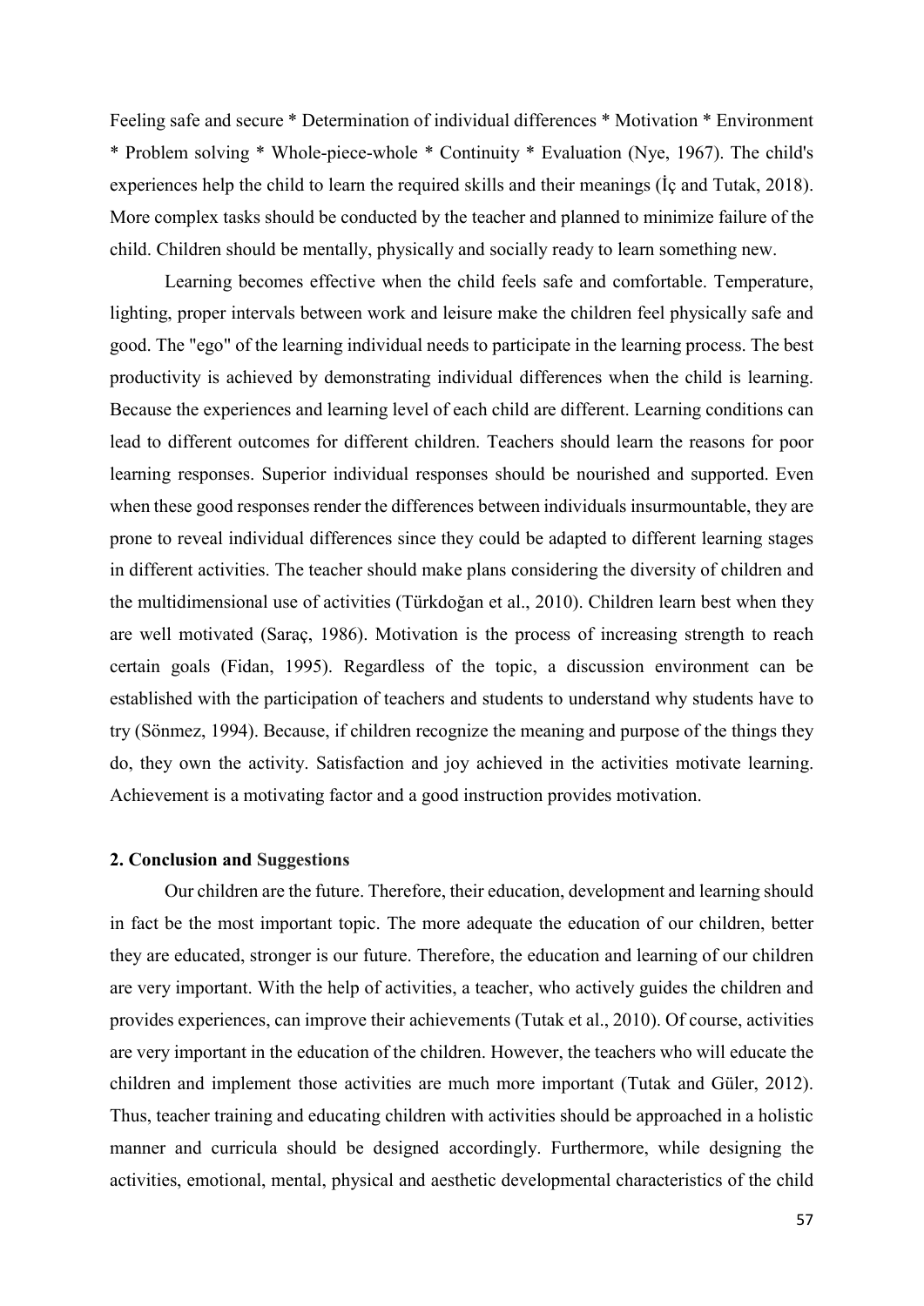Feeling safe and secure * Determination of individual differences * Motivation * Environment * Problem solving * Whole-piece-whole * Continuity * Evaluation (Nye, 1967). The child's experiences help the child to learn the required skills and their meanings (İç and Tutak, 2018). More complex tasks should be conducted by the teacher and planned to minimize failure of the child. Children should be mentally, physically and socially ready to learn something new.

Learning becomes effective when the child feels safe and comfortable. Temperature, lighting, proper intervals between work and leisure make the children feel physically safe and good. The "ego" of the learning individual needs to participate in the learning process. The best productivity is achieved by demonstrating individual differences when the child is learning. Because the experiences and learning level of each child are different. Learning conditions can lead to different outcomes for different children. Teachers should learn the reasons for poor learning responses. Superior individual responses should be nourished and supported. Even when these good responses render the differences between individuals insurmountable, they are prone to reveal individual differences since they could be adapted to different learning stages in different activities. The teacher should make plans considering the diversity of children and the multidimensional use of activities (Türkdoğan et al., 2010). Children learn best when they are well motivated (Saraç, 1986). Motivation is the process of increasing strength to reach certain goals (Fidan, 1995). Regardless of the topic, a discussion environment can be established with the participation of teachers and students to understand why students have to try (Sönmez, 1994). Because, if children recognize the meaning and purpose of the things they do, they own the activity. Satisfaction and joy achieved in the activities motivate learning. Achievement is a motivating factor and a good instruction provides motivation.

## 2. Conclusion and Suggestions

Our children are the future. Therefore, their education, development and learning should in fact be the most important topic. The more adequate the education of our children, better they are educated, stronger is our future. Therefore, the education and learning of our children are very important. With the help of activities, a teacher, who actively guides the children and provides experiences, can improve their achievements (Tutak et al., 2010). Of course, activities are very important in the education of the children. However, the teachers who will educate the children and implement those activities are much more important (Tutak and Güler, 2012). Thus, teacher training and educating children with activities should be approached in a holistic manner and curricula should be designed accordingly. Furthermore, while designing the activities, emotional, mental, physical and aesthetic developmental characteristics of the child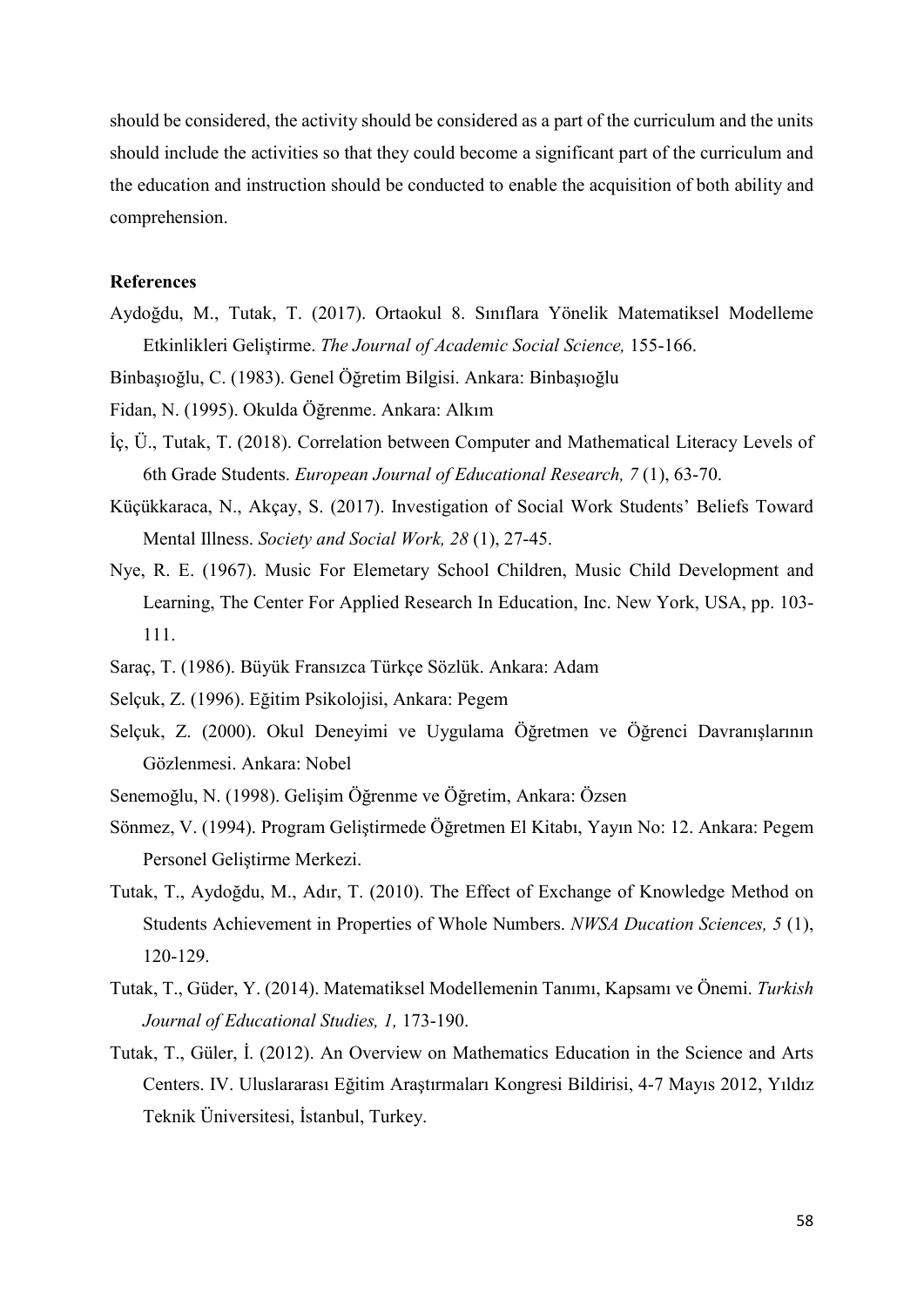should be considered, the activity should be considered as a part of the curriculum and the units should include the activities so that they could become a significant part of the curriculum and the education and instruction should be conducted to enable the acquisition of both ability and comprehension.

## References

Aydoğdu, M., Tutak, T. (2017). Ortaokul 8. Sınıflara Yönelik Matematiksel Modelleme Etkinlikleri Geliştirme. *The Journal of Academic Social Science,* 155-166.

Binbaşıoğlu, C. (1983). Genel Öğretim Bilgisi. Ankara: Binbaşıoğlu

Fidan, N. (1995). Okulda Öğrenme. Ankara: Alkım

İç, Ü., Tutak, T. (2018). Correlation between Computer and Mathematical Literacy Levels of 6th Grade Students. *European Journal of Educational Research, 7* (1), 63-70.

Küçükkaraca, N., Akçay, S. (2017). Investigation of Social Work Students' Beliefs Toward Mental Illness. *Society and Social Work, 28* (1), 27-45.

Nye, R. E. (1967). Music For Elemetary School Children, Music Child Development and Learning, The Center For Applied Research In Education, Inc. New York, USA, pp. 103-111.

Saraç, T. (1986). Büyük Fransızca Türkçe Sözlük. Ankara: Adam

Selçuk, Z. (1996). Eğitim Psikolojisi, Ankara: Pegem

Selçuk, Z. (2000). Okul Deneyimi ve Uygulama Öğretmen ve Öğrenci Davranışlarının Gözlenmesi. Ankara: Nobel

Senemoğlu, N. (1998). Gelişim Öğrenme ve Öğretim, Ankara: Özsen

Sönmez, V. (1994). Program Geliştirmede Öğretmen El Kitabı, Yayın No: 12. Ankara: Pegem Personel Geliştirme Merkezi.

Tutak, T., Aydoğdu, M., Adır, T. (2010). The Effect of Exchange of Knowledge Method on Students Achievement in Properties of Whole Numbers. *NWSA Ducation Sciences, 5* (1), 120-129.

Tutak, T., Güder, Y. (2014). Matematiksel Modellemenin Tanımı, Kapsamı ve Önemi. *Turkish Journal of Educational Studies, 1,* 173-190.

Tutak, T., Güler, İ. (2012). An Overview on Mathematics Education in the Science and Arts Centers. IV. Uluslararası Eğitim Araştırmaları Kongresi Bildirisi, 4-7 Mayıs 2012, Yıldız Teknik Üniversitesi, İstanbul, Turkey.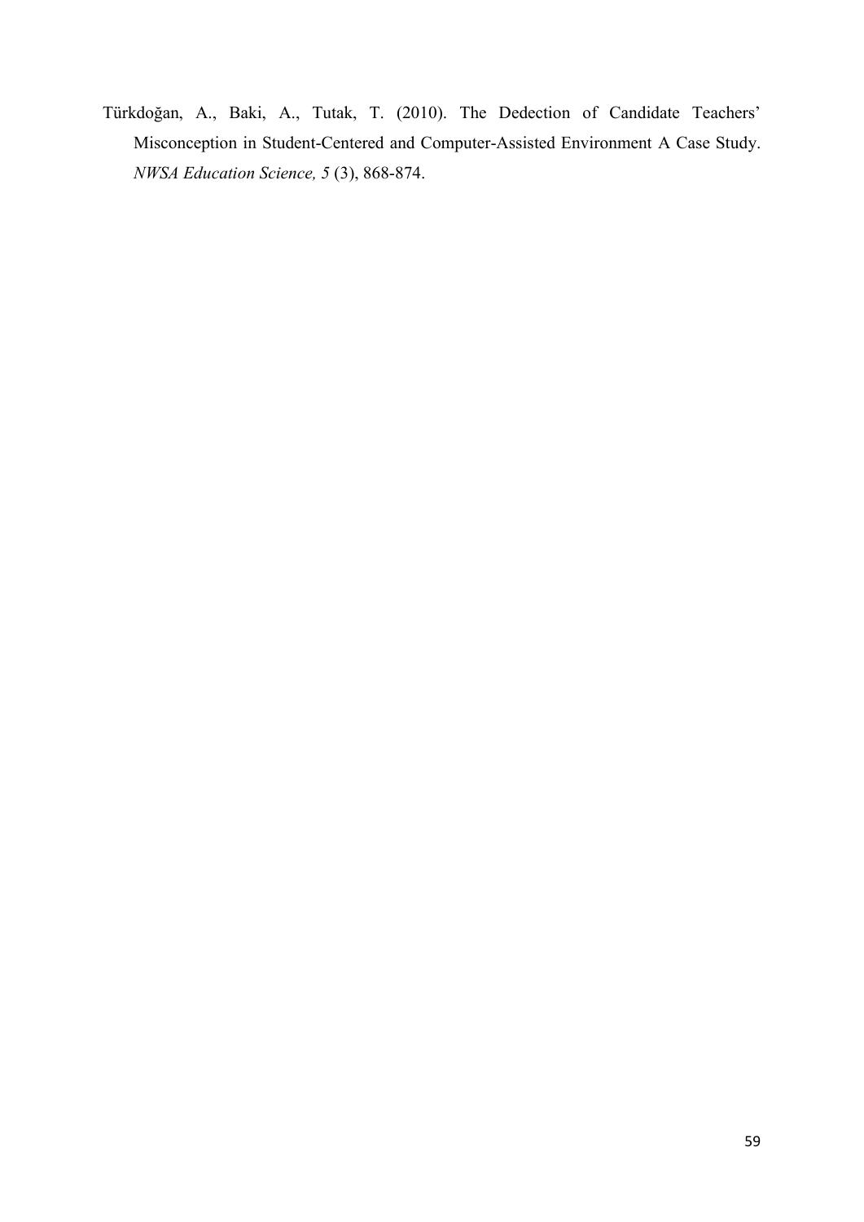Türkdoğan, A., Baki, A., Tutak, T. (2010). The Dedection of Candidate Teachers' Misconception in Student-Centered and Computer-Assisted Environment A Case Study. *NWSA Education Science, 5* (3), 868-874.